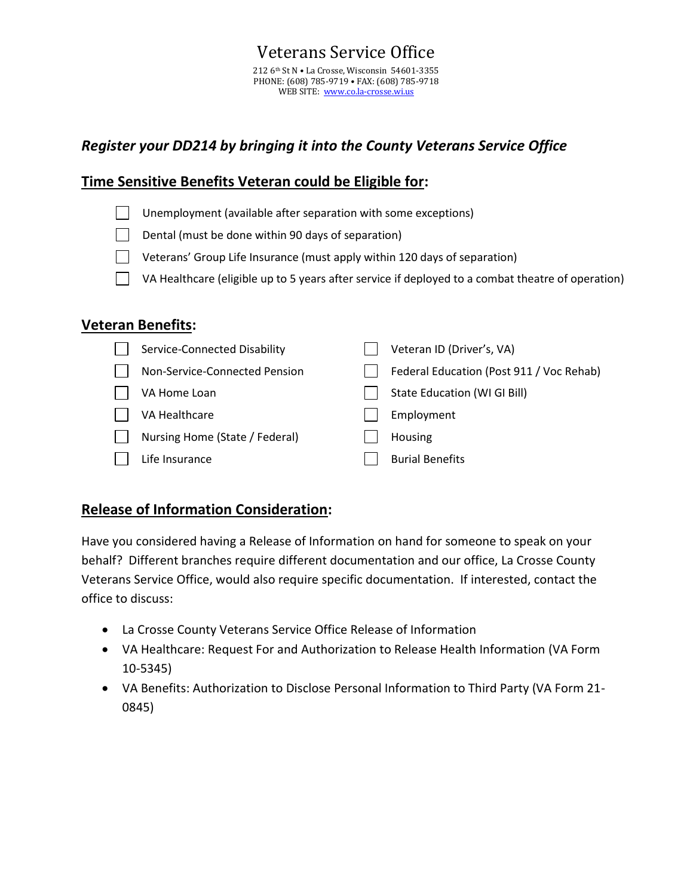# Veterans Service Office

212 6th St N • La Crosse, Wisconsin 54601-3355
PHONE: (608) 785-9719 • FAX: (608) 785-9718
WEB SITE: www.co.la-crosse.wi.us

## *Register your DD214 by bringing it into the County Veterans Service Office*

## Time Sensitive Benefits Veteran could be Eligible for:

- ☐ Unemployment (available after separation with some exceptions)
- ☐ Dental (must be done within 90 days of separation)
- ☐ Veterans' Group Life Insurance (must apply within 120 days of separation)
- ☐ VA Healthcare (eligible up to 5 years after service if deployed to a combat theatre of operation)

## Veteran Benefits:

- ☐ Service-Connected Disability
- ☐ Non-Service-Connected Pension
- ☐ VA Home Loan
- ☐ VA Healthcare
- ☐ Nursing Home (State / Federal)
- ☐ Life Insurance
- ☐ Veteran ID (Driver's, VA)
- ☐ Federal Education (Post 911 / Voc Rehab)
- ☐ State Education (WI GI Bill)
- ☐ Employment
- ☐ Housing
- ☐ Burial Benefits

## Release of Information Consideration:

Have you considered having a Release of Information on hand for someone to speak on your behalf? Different branches require different documentation and our office, La Crosse County Veterans Service Office, would also require specific documentation. If interested, contact the office to discuss:

- La Crosse County Veterans Service Office Release of Information
- VA Healthcare: Request For and Authorization to Release Health Information (VA Form 10-5345)
- VA Benefits: Authorization to Disclose Personal Information to Third Party (VA Form 21-0845)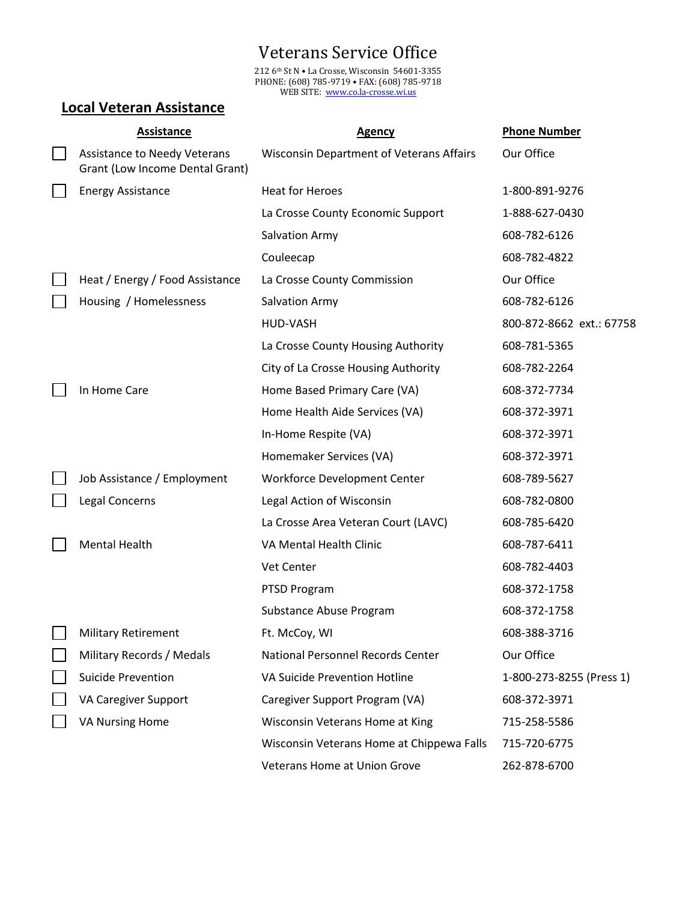# Veterans Service Office

212 6th St N • La Crosse, Wisconsin 54601-3355
PHONE: (608) 785-9719 • FAX: (608) 785-9718
WEB SITE: www.co.la-crosse.wi.us

## Local Veteran Assistance

| | Assistance | Agency | Phone Number |
|---|---|---|---|
| ☐ | Assistance to Needy Veterans Grant (Low Income Dental Grant) | Wisconsin Department of Veterans Affairs | Our Office |
| ☐ | Energy Assistance | Heat for Heroes | 1-800-891-9276 |
| | | La Crosse County Economic Support | 1-888-627-0430 |
| | | Salvation Army | 608-782-6126 |
| | | Couleecap | 608-782-4822 |
| ☐ | Heat / Energy / Food Assistance | La Crosse County Commission | Our Office |
| ☐ | Housing / Homelessness | Salvation Army | 608-782-6126 |
| | | HUD-VASH | 800-872-8662 ext.: 67758 |
| | | La Crosse County Housing Authority | 608-781-5365 |
| | | City of La Crosse Housing Authority | 608-782-2264 |
| ☐ | In Home Care | Home Based Primary Care (VA) | 608-372-7734 |
| | | Home Health Aide Services (VA) | 608-372-3971 |
| | | In-Home Respite (VA) | 608-372-3971 |
| | | Homemaker Services (VA) | 608-372-3971 |
| ☐ | Job Assistance / Employment | Workforce Development Center | 608-789-5627 |
| ☐ | Legal Concerns | Legal Action of Wisconsin | 608-782-0800 |
| | | La Crosse Area Veteran Court (LAVC) | 608-785-6420 |
| ☐ | Mental Health | VA Mental Health Clinic | 608-787-6411 |
| | | Vet Center | 608-782-4403 |
| | | PTSD Program | 608-372-1758 |
| | | Substance Abuse Program | 608-372-1758 |
| ☐ | Military Retirement | Ft. McCoy, WI | 608-388-3716 |
| ☐ | Military Records / Medals | National Personnel Records Center | Our Office |
| ☐ | Suicide Prevention | VA Suicide Prevention Hotline | 1-800-273-8255 (Press 1) |
| ☐ | VA Caregiver Support | Caregiver Support Program (VA) | 608-372-3971 |
| ☐ | VA Nursing Home | Wisconsin Veterans Home at King | 715-258-5586 |
| | | Wisconsin Veterans Home at Chippewa Falls | 715-720-6775 |
| | | Veterans Home at Union Grove | 262-878-6700 |